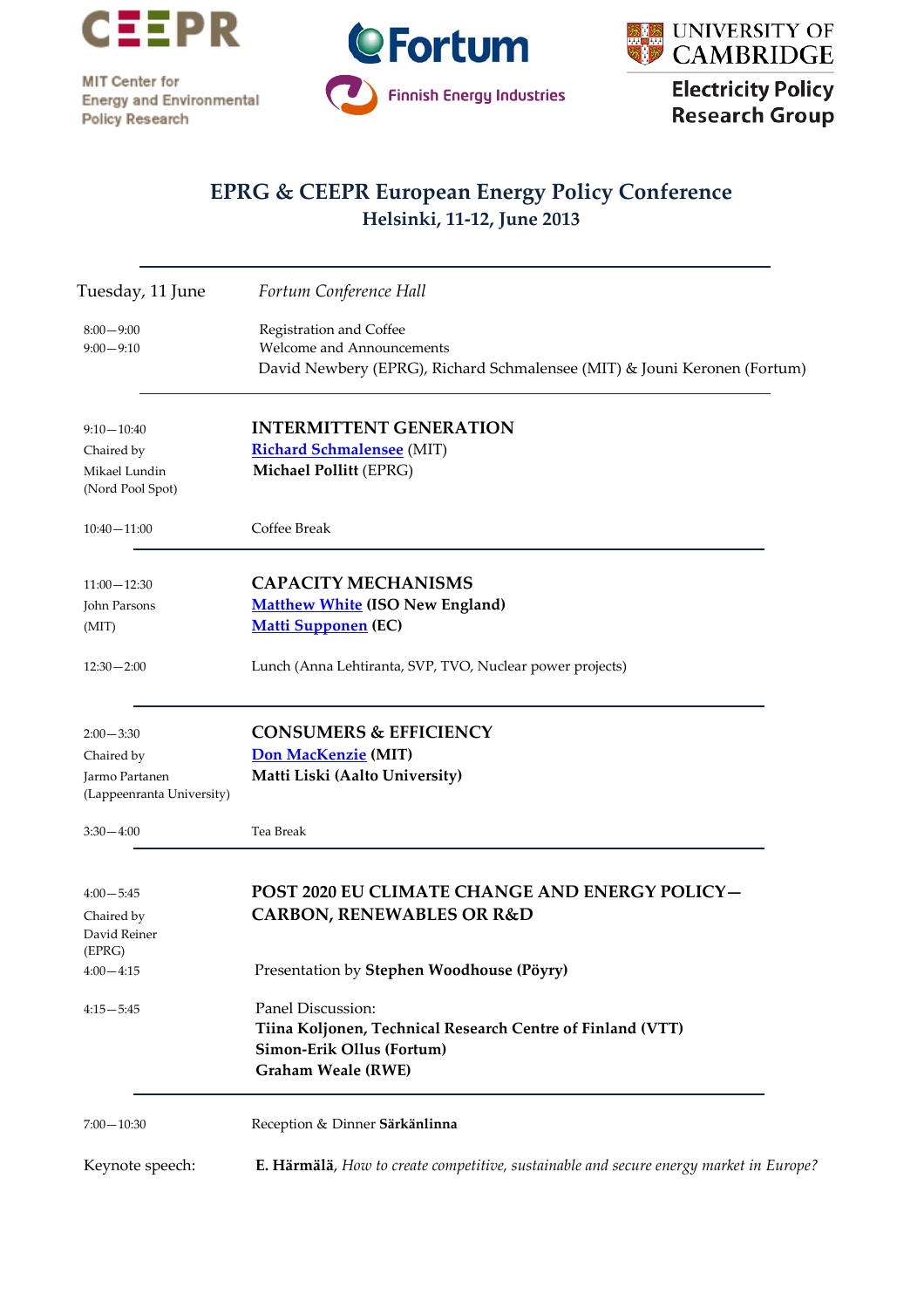CEEPR

MIT Center for Energy and Environmental Policy Research

Fortum

Finnish Energy Industries

UNIVERSITY OF CAMBRIDGE

Electricity Policy Research Group

# EPRG & CEEPR European Energy Policy Conference
## Helsinki, 11-12, June 2013

---

**Tuesday, 11 June** — *Fortum Conference Hall*

8:00—9:00 Registration and Coffee

9:00—9:10 Welcome and Announcements
David Newbery (EPRG), Richard Schmalensee (MIT) & Jouni Keronen (Fortum)

---

9:10—10:40
Chaired by Mikael Lundin (Nord Pool Spot)

**INTERMITTENT GENERATION**
**Richard Schmalensee** (MIT)
**Michael Pollitt** (EPRG)

10:40—11:00 Coffee Break

---

11:00—12:30
John Parsons (MIT)

**CAPACITY MECHANISMS**
**Matthew White (ISO New England)**
**Matti Supponen (EC)**

12:30—2:00 Lunch (Anna Lehtiranta, SVP, TVO, Nuclear power projects)

---

2:00—3:30
Chaired by Jarmo Partanen (Lappeenranta University)

**CONSUMERS & EFFICIENCY**
**Don MacKenzie (MIT)**
**Matti Liski (Aalto University)**

3:30—4:00 Tea Break

---

4:00—5:45
Chaired by David Reiner (EPRG)

**POST 2020 EU CLIMATE CHANGE AND ENERGY POLICY—CARBON, RENEWABLES OR R&D**

4:00—4:15 Presentation by **Stephen Woodhouse (Pöyry)**

4:15—5:45 Panel Discussion:
**Tiina Koljonen, Technical Research Centre of Finland (VTT)**
**Simon-Erik Ollus (Fortum)**
**Graham Weale (RWE)**

---

7:00—10:30 Reception & Dinner **Särkänlinna**

Keynote speech: **E. Härmälä**, *How to create competitive, sustainable and secure energy market in Europe?*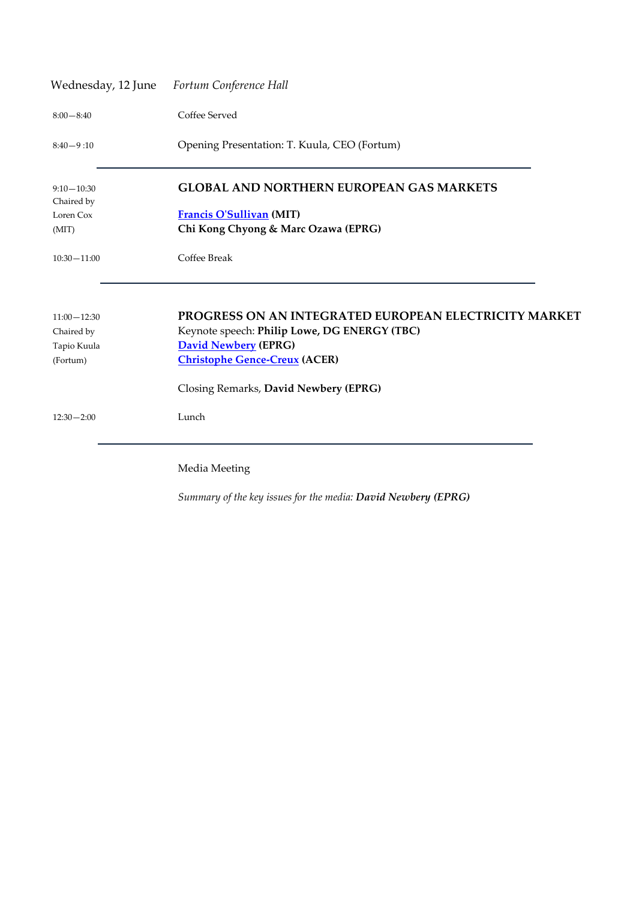Wednesday, 12 June *Fortum Conference Hall*

| | |
|---|---|
| 8:00—8:40 | Coffee Served |
| 8:40—9 :10 | Opening Presentation: T. Kuula, CEO (Fortum) |

---

| | |
|---|---|
| 9:10—10:30<br>Chaired by<br>Loren Cox<br>(MIT) | **GLOBAL AND NORTHERN EUROPEAN GAS MARKETS**<br>**Francis O'Sullivan (MIT)**<br>**Chi Kong Chyong & Marc Ozawa (EPRG)** |
| 10:30—11:00 | Coffee Break |

---

| | |
|---|---|
| 11:00—12:30<br>Chaired by<br>Tapio Kuula<br>(Fortum) | **PROGRESS ON AN INTEGRATED EUROPEAN ELECTRICITY MARKET**<br>Keynote speech: **Philip Lowe, DG ENERGY (TBC)**<br>**David Newbery (EPRG)**<br>**Christophe Gence-Creux (ACER)**<br><br>Closing Remarks, **David Newbery (EPRG)** |
| 12:30—2:00 | Lunch |

---

Media Meeting

*Summary of the key issues for the media:* ***David Newbery (EPRG)***